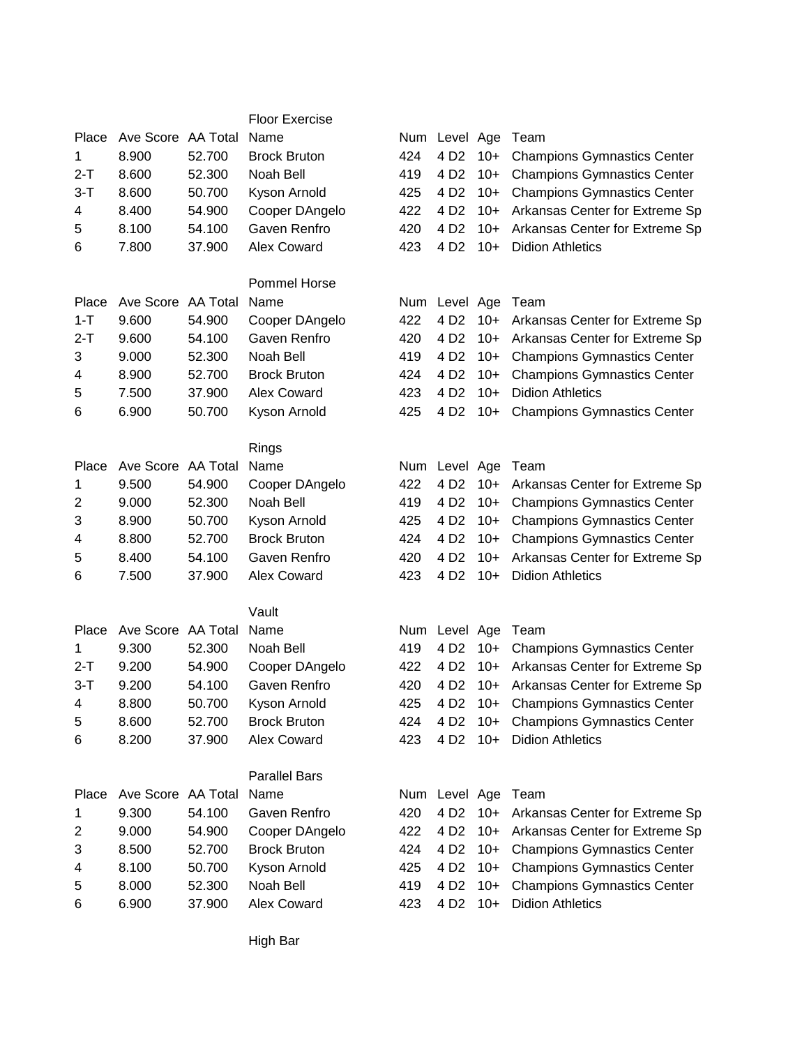## Floor Exercise

| Place | Ave Score | AA Total | Name | Num | Level | Age | Team |
|---|---|---|---|---|---|---|---|
| 1 | 8.900 | 52.700 | Brock Bruton | 424 | 4 D2 | 10+ | Champions Gymnastics Center |
| 2-T | 8.600 | 52.300 | Noah Bell | 419 | 4 D2 | 10+ | Champions Gymnastics Center |
| 3-T | 8.600 | 50.700 | Kyson Arnold | 425 | 4 D2 | 10+ | Champions Gymnastics Center |
| 4 | 8.400 | 54.900 | Cooper DAngelo | 422 | 4 D2 | 10+ | Arkansas Center for Extreme Sp |
| 5 | 8.100 | 54.100 | Gaven Renfro | 420 | 4 D2 | 10+ | Arkansas Center for Extreme Sp |
| 6 | 7.800 | 37.900 | Alex Coward | 423 | 4 D2 | 10+ | Didion Athletics |

## Pommel Horse

| Place | Ave Score | AA Total | Name | Num | Level | Age | Team |
|---|---|---|---|---|---|---|---|
| 1-T | 9.600 | 54.900 | Cooper DAngelo | 422 | 4 D2 | 10+ | Arkansas Center for Extreme Sp |
| 2-T | 9.600 | 54.100 | Gaven Renfro | 420 | 4 D2 | 10+ | Arkansas Center for Extreme Sp |
| 3 | 9.000 | 52.300 | Noah Bell | 419 | 4 D2 | 10+ | Champions Gymnastics Center |
| 4 | 8.900 | 52.700 | Brock Bruton | 424 | 4 D2 | 10+ | Champions Gymnastics Center |
| 5 | 7.500 | 37.900 | Alex Coward | 423 | 4 D2 | 10+ | Didion Athletics |
| 6 | 6.900 | 50.700 | Kyson Arnold | 425 | 4 D2 | 10+ | Champions Gymnastics Center |

## Rings

| Place | Ave Score | AA Total | Name | Num | Level | Age | Team |
|---|---|---|---|---|---|---|---|
| 1 | 9.500 | 54.900 | Cooper DAngelo | 422 | 4 D2 | 10+ | Arkansas Center for Extreme Sp |
| 2 | 9.000 | 52.300 | Noah Bell | 419 | 4 D2 | 10+ | Champions Gymnastics Center |
| 3 | 8.900 | 50.700 | Kyson Arnold | 425 | 4 D2 | 10+ | Champions Gymnastics Center |
| 4 | 8.800 | 52.700 | Brock Bruton | 424 | 4 D2 | 10+ | Champions Gymnastics Center |
| 5 | 8.400 | 54.100 | Gaven Renfro | 420 | 4 D2 | 10+ | Arkansas Center for Extreme Sp |
| 6 | 7.500 | 37.900 | Alex Coward | 423 | 4 D2 | 10+ | Didion Athletics |

## Vault

| Place | Ave Score | AA Total | Name | Num | Level | Age | Team |
|---|---|---|---|---|---|---|---|
| 1 | 9.300 | 52.300 | Noah Bell | 419 | 4 D2 | 10+ | Champions Gymnastics Center |
| 2-T | 9.200 | 54.900 | Cooper DAngelo | 422 | 4 D2 | 10+ | Arkansas Center for Extreme Sp |
| 3-T | 9.200 | 54.100 | Gaven Renfro | 420 | 4 D2 | 10+ | Arkansas Center for Extreme Sp |
| 4 | 8.800 | 50.700 | Kyson Arnold | 425 | 4 D2 | 10+ | Champions Gymnastics Center |
| 5 | 8.600 | 52.700 | Brock Bruton | 424 | 4 D2 | 10+ | Champions Gymnastics Center |
| 6 | 8.200 | 37.900 | Alex Coward | 423 | 4 D2 | 10+ | Didion Athletics |

## Parallel Bars

| Place | Ave Score | AA Total | Name | Num | Level | Age | Team |
|---|---|---|---|---|---|---|---|
| 1 | 9.300 | 54.100 | Gaven Renfro | 420 | 4 D2 | 10+ | Arkansas Center for Extreme Sp |
| 2 | 9.000 | 54.900 | Cooper DAngelo | 422 | 4 D2 | 10+ | Arkansas Center for Extreme Sp |
| 3 | 8.500 | 52.700 | Brock Bruton | 424 | 4 D2 | 10+ | Champions Gymnastics Center |
| 4 | 8.100 | 50.700 | Kyson Arnold | 425 | 4 D2 | 10+ | Champions Gymnastics Center |
| 5 | 8.000 | 52.300 | Noah Bell | 419 | 4 D2 | 10+ | Champions Gymnastics Center |
| 6 | 6.900 | 37.900 | Alex Coward | 423 | 4 D2 | 10+ | Didion Athletics |

## High Bar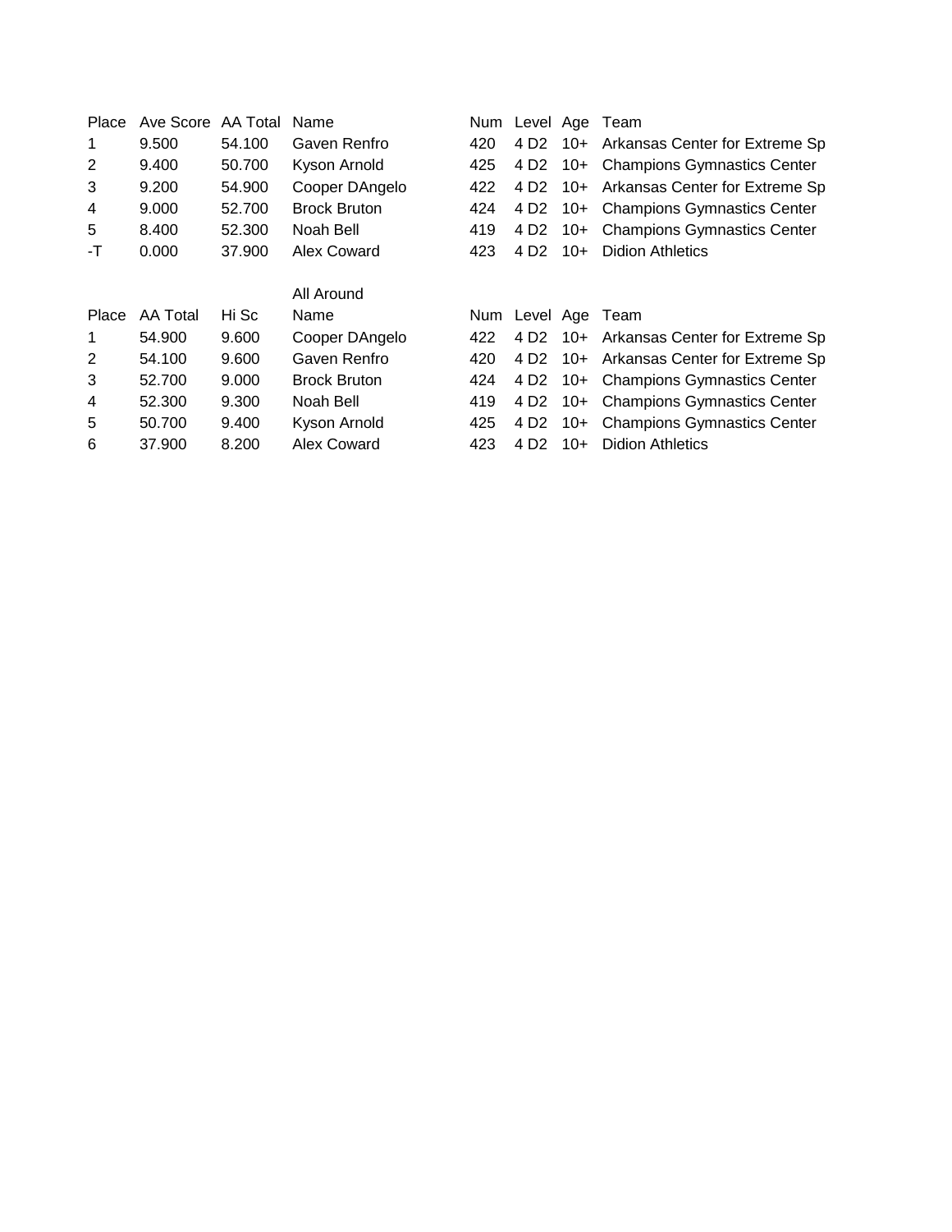| Place | Ave Score | AA Total | Name | Num | Level | Age | Team |
|---|---|---|---|---|---|---|---|
| 1 | 9.500 | 54.100 | Gaven Renfro | 420 | 4 D2 | 10+ | Arkansas Center for Extreme Sp |
| 2 | 9.400 | 50.700 | Kyson Arnold | 425 | 4 D2 | 10+ | Champions Gymnastics Center |
| 3 | 9.200 | 54.900 | Cooper DAngelo | 422 | 4 D2 | 10+ | Arkansas Center for Extreme Sp |
| 4 | 9.000 | 52.700 | Brock Bruton | 424 | 4 D2 | 10+ | Champions Gymnastics Center |
| 5 | 8.400 | 52.300 | Noah Bell | 419 | 4 D2 | 10+ | Champions Gymnastics Center |
| -T | 0.000 | 37.900 | Alex Coward | 423 | 4 D2 | 10+ | Didion Athletics |

All Around

| Place | AA Total | Hi Sc | Name | Num | Level | Age | Team |
|---|---|---|---|---|---|---|---|
| 1 | 54.900 | 9.600 | Cooper DAngelo | 422 | 4 D2 | 10+ | Arkansas Center for Extreme Sp |
| 2 | 54.100 | 9.600 | Gaven Renfro | 420 | 4 D2 | 10+ | Arkansas Center for Extreme Sp |
| 3 | 52.700 | 9.000 | Brock Bruton | 424 | 4 D2 | 10+ | Champions Gymnastics Center |
| 4 | 52.300 | 9.300 | Noah Bell | 419 | 4 D2 | 10+ | Champions Gymnastics Center |
| 5 | 50.700 | 9.400 | Kyson Arnold | 425 | 4 D2 | 10+ | Champions Gymnastics Center |
| 6 | 37.900 | 8.200 | Alex Coward | 423 | 4 D2 | 10+ | Didion Athletics |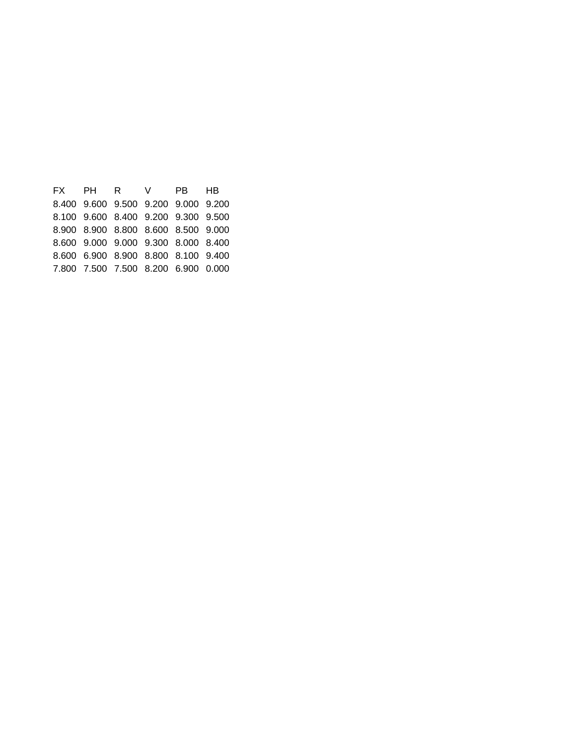| FX | PH | R | V | PB | HB |
|---|---|---|---|---|---|
| 8.400 | 9.600 | 9.500 | 9.200 | 9.000 | 9.200 |
| 8.100 | 9.600 | 8.400 | 9.200 | 9.300 | 9.500 |
| 8.900 | 8.900 | 8.800 | 8.600 | 8.500 | 9.000 |
| 8.600 | 9.000 | 9.000 | 9.300 | 8.000 | 8.400 |
| 8.600 | 6.900 | 8.900 | 8.800 | 8.100 | 9.400 |
| 7.800 | 7.500 | 7.500 | 8.200 | 6.900 | 0.000 |